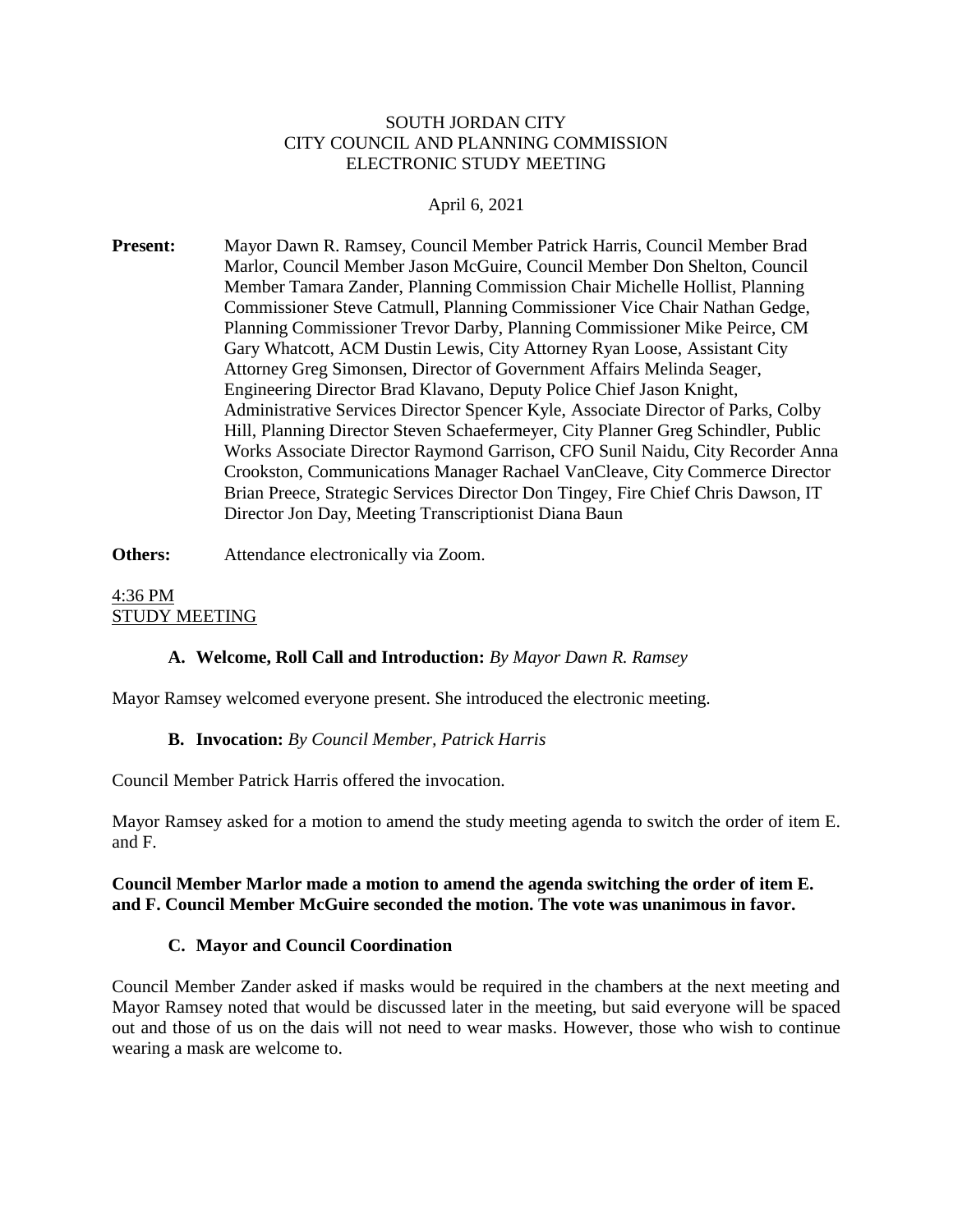SOUTH JORDAN CITY
CITY COUNCIL AND PLANNING COMMISSION
ELECTRONIC STUDY MEETING

April 6, 2021

**Present:** Mayor Dawn R. Ramsey, Council Member Patrick Harris, Council Member Brad Marlor, Council Member Jason McGuire, Council Member Don Shelton, Council Member Tamara Zander, Planning Commission Chair Michelle Hollist, Planning Commissioner Steve Catmull, Planning Commissioner Vice Chair Nathan Gedge, Planning Commissioner Trevor Darby, Planning Commissioner Mike Peirce, CM Gary Whatcott, ACM Dustin Lewis, City Attorney Ryan Loose, Assistant City Attorney Greg Simonsen, Director of Government Affairs Melinda Seager, Engineering Director Brad Klavano, Deputy Police Chief Jason Knight, Administrative Services Director Spencer Kyle, Associate Director of Parks, Colby Hill, Planning Director Steven Schaefermeyer, City Planner Greg Schindler, Public Works Associate Director Raymond Garrison, CFO Sunil Naidu, City Recorder Anna Crookston, Communications Manager Rachael VanCleave, City Commerce Director Brian Preece, Strategic Services Director Don Tingey, Fire Chief Chris Dawson, IT Director Jon Day, Meeting Transcriptionist Diana Baun

**Others:** Attendance electronically via Zoom.

<u>4:36 PM</u>
<u>STUDY MEETING</u>

**A. Welcome, Roll Call and Introduction:** *By Mayor Dawn R. Ramsey*

Mayor Ramsey welcomed everyone present. She introduced the electronic meeting.

**B. Invocation:** *By Council Member, Patrick Harris*

Council Member Patrick Harris offered the invocation.

Mayor Ramsey asked for a motion to amend the study meeting agenda to switch the order of item E. and F.

**Council Member Marlor made a motion to amend the agenda switching the order of item E. and F. Council Member McGuire seconded the motion. The vote was unanimous in favor.**

**C. Mayor and Council Coordination**

Council Member Zander asked if masks would be required in the chambers at the next meeting and Mayor Ramsey noted that would be discussed later in the meeting, but said everyone will be spaced out and those of us on the dais will not need to wear masks. However, those who wish to continue wearing a mask are welcome to.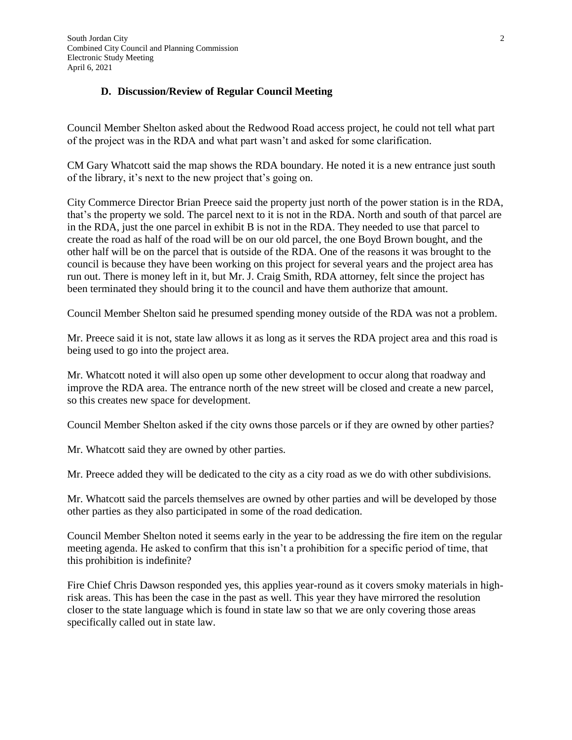### D. Discussion/Review of Regular Council Meeting

Council Member Shelton asked about the Redwood Road access project, he could not tell what part of the project was in the RDA and what part wasn't and asked for some clarification.

CM Gary Whatcott said the map shows the RDA boundary. He noted it is a new entrance just south of the library, it's next to the new project that's going on.

City Commerce Director Brian Preece said the property just north of the power station is in the RDA, that's the property we sold. The parcel next to it is not in the RDA. North and south of that parcel are in the RDA, just the one parcel in exhibit B is not in the RDA. They needed to use that parcel to create the road as half of the road will be on our old parcel, the one Boyd Brown bought, and the other half will be on the parcel that is outside of the RDA. One of the reasons it was brought to the council is because they have been working on this project for several years and the project area has run out. There is money left in it, but Mr. J. Craig Smith, RDA attorney, felt since the project has been terminated they should bring it to the council and have them authorize that amount.

Council Member Shelton said he presumed spending money outside of the RDA was not a problem.

Mr. Preece said it is not, state law allows it as long as it serves the RDA project area and this road is being used to go into the project area.

Mr. Whatcott noted it will also open up some other development to occur along that roadway and improve the RDA area. The entrance north of the new street will be closed and create a new parcel, so this creates new space for development.

Council Member Shelton asked if the city owns those parcels or if they are owned by other parties?

Mr. Whatcott said they are owned by other parties.

Mr. Preece added they will be dedicated to the city as a city road as we do with other subdivisions.

Mr. Whatcott said the parcels themselves are owned by other parties and will be developed by those other parties as they also participated in some of the road dedication.

Council Member Shelton noted it seems early in the year to be addressing the fire item on the regular meeting agenda. He asked to confirm that this isn't a prohibition for a specific period of time, that this prohibition is indefinite?

Fire Chief Chris Dawson responded yes, this applies year-round as it covers smoky materials in high-risk areas. This has been the case in the past as well. This year they have mirrored the resolution closer to the state language which is found in state law so that we are only covering those areas specifically called out in state law.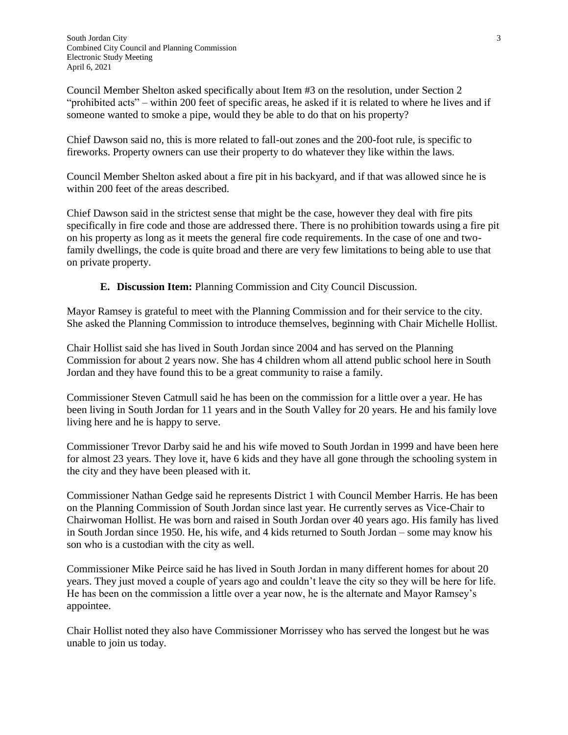Council Member Shelton asked specifically about Item #3 on the resolution, under Section 2 "prohibited acts" – within 200 feet of specific areas, he asked if it is related to where he lives and if someone wanted to smoke a pipe, would they be able to do that on his property?

Chief Dawson said no, this is more related to fall-out zones and the 200-foot rule, is specific to fireworks. Property owners can use their property to do whatever they like within the laws.

Council Member Shelton asked about a fire pit in his backyard, and if that was allowed since he is within 200 feet of the areas described.

Chief Dawson said in the strictest sense that might be the case, however they deal with fire pits specifically in fire code and those are addressed there. There is no prohibition towards using a fire pit on his property as long as it meets the general fire code requirements. In the case of one and two-family dwellings, the code is quite broad and there are very few limitations to being able to use that on private property.

**E. Discussion Item:** Planning Commission and City Council Discussion.

Mayor Ramsey is grateful to meet with the Planning Commission and for their service to the city. She asked the Planning Commission to introduce themselves, beginning with Chair Michelle Hollist.

Chair Hollist said she has lived in South Jordan since 2004 and has served on the Planning Commission for about 2 years now. She has 4 children whom all attend public school here in South Jordan and they have found this to be a great community to raise a family.

Commissioner Steven Catmull said he has been on the commission for a little over a year. He has been living in South Jordan for 11 years and in the South Valley for 20 years. He and his family love living here and he is happy to serve.

Commissioner Trevor Darby said he and his wife moved to South Jordan in 1999 and have been here for almost 23 years. They love it, have 6 kids and they have all gone through the schooling system in the city and they have been pleased with it.

Commissioner Nathan Gedge said he represents District 1 with Council Member Harris. He has been on the Planning Commission of South Jordan since last year. He currently serves as Vice-Chair to Chairwoman Hollist. He was born and raised in South Jordan over 40 years ago. His family has lived in South Jordan since 1950. He, his wife, and 4 kids returned to South Jordan – some may know his son who is a custodian with the city as well.

Commissioner Mike Peirce said he has lived in South Jordan in many different homes for about 20 years. They just moved a couple of years ago and couldn't leave the city so they will be here for life. He has been on the commission a little over a year now, he is the alternate and Mayor Ramsey's appointee.

Chair Hollist noted they also have Commissioner Morrissey who has served the longest but he was unable to join us today.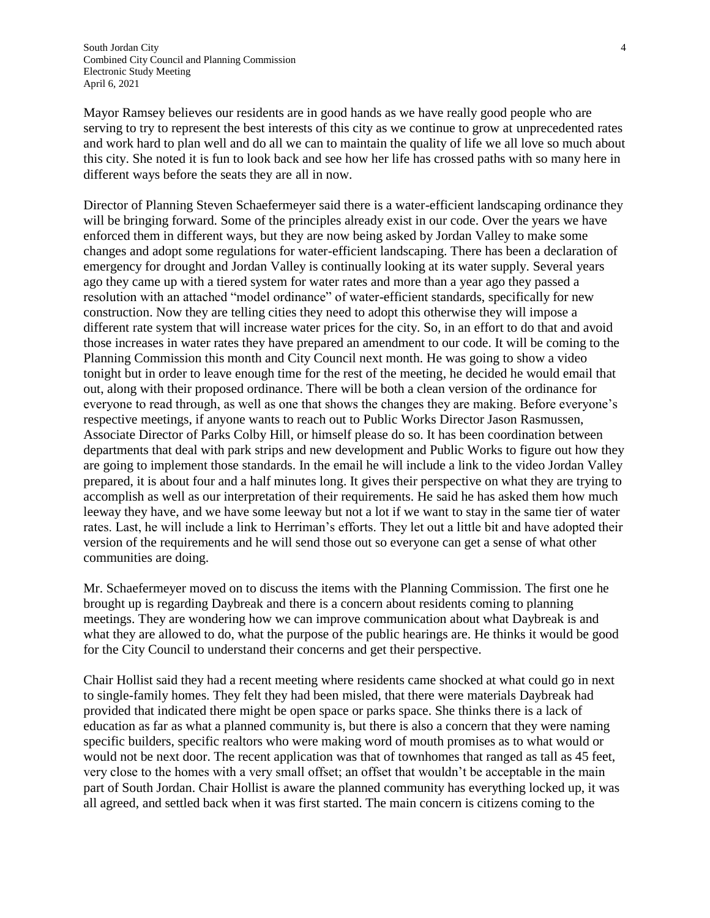Mayor Ramsey believes our residents are in good hands as we have really good people who are serving to try to represent the best interests of this city as we continue to grow at unprecedented rates and work hard to plan well and do all we can to maintain the quality of life we all love so much about this city. She noted it is fun to look back and see how her life has crossed paths with so many here in different ways before the seats they are all in now.

Director of Planning Steven Schaefermeyer said there is a water-efficient landscaping ordinance they will be bringing forward. Some of the principles already exist in our code. Over the years we have enforced them in different ways, but they are now being asked by Jordan Valley to make some changes and adopt some regulations for water-efficient landscaping. There has been a declaration of emergency for drought and Jordan Valley is continually looking at its water supply. Several years ago they came up with a tiered system for water rates and more than a year ago they passed a resolution with an attached "model ordinance" of water-efficient standards, specifically for new construction. Now they are telling cities they need to adopt this otherwise they will impose a different rate system that will increase water prices for the city. So, in an effort to do that and avoid those increases in water rates they have prepared an amendment to our code. It will be coming to the Planning Commission this month and City Council next month. He was going to show a video tonight but in order to leave enough time for the rest of the meeting, he decided he would email that out, along with their proposed ordinance. There will be both a clean version of the ordinance for everyone to read through, as well as one that shows the changes they are making. Before everyone's respective meetings, if anyone wants to reach out to Public Works Director Jason Rasmussen, Associate Director of Parks Colby Hill, or himself please do so. It has been coordination between departments that deal with park strips and new development and Public Works to figure out how they are going to implement those standards. In the email he will include a link to the video Jordan Valley prepared, it is about four and a half minutes long. It gives their perspective on what they are trying to accomplish as well as our interpretation of their requirements. He said he has asked them how much leeway they have, and we have some leeway but not a lot if we want to stay in the same tier of water rates. Last, he will include a link to Herriman's efforts. They let out a little bit and have adopted their version of the requirements and he will send those out so everyone can get a sense of what other communities are doing.

Mr. Schaefermeyer moved on to discuss the items with the Planning Commission. The first one he brought up is regarding Daybreak and there is a concern about residents coming to planning meetings. They are wondering how we can improve communication about what Daybreak is and what they are allowed to do, what the purpose of the public hearings are. He thinks it would be good for the City Council to understand their concerns and get their perspective.

Chair Hollist said they had a recent meeting where residents came shocked at what could go in next to single-family homes. They felt they had been misled, that there were materials Daybreak had provided that indicated there might be open space or parks space. She thinks there is a lack of education as far as what a planned community is, but there is also a concern that they were naming specific builders, specific realtors who were making word of mouth promises as to what would or would not be next door. The recent application was that of townhomes that ranged as tall as 45 feet, very close to the homes with a very small offset; an offset that wouldn't be acceptable in the main part of South Jordan. Chair Hollist is aware the planned community has everything locked up, it was all agreed, and settled back when it was first started. The main concern is citizens coming to the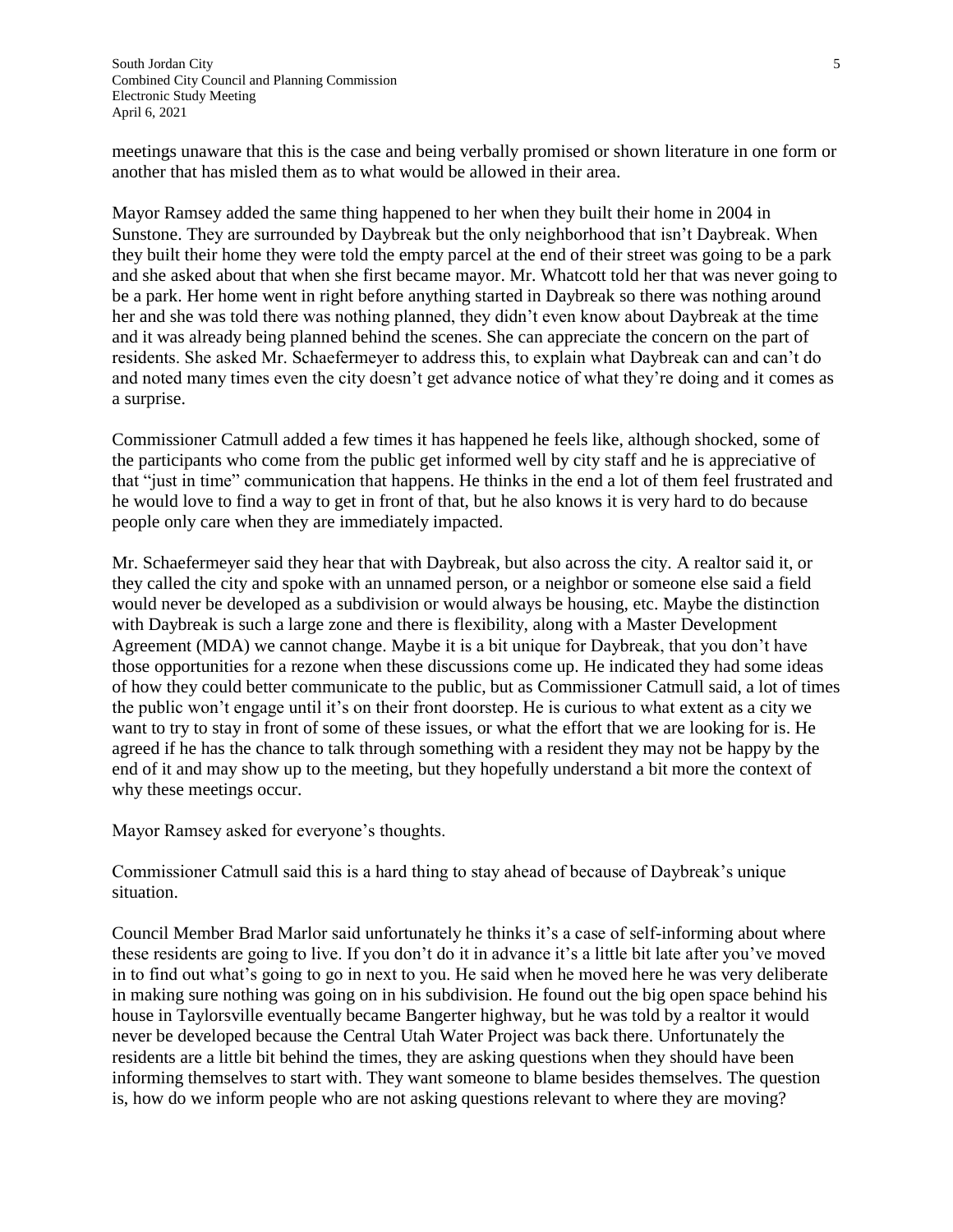meetings unaware that this is the case and being verbally promised or shown literature in one form or another that has misled them as to what would be allowed in their area.

Mayor Ramsey added the same thing happened to her when they built their home in 2004 in Sunstone. They are surrounded by Daybreak but the only neighborhood that isn't Daybreak. When they built their home they were told the empty parcel at the end of their street was going to be a park and she asked about that when she first became mayor. Mr. Whatcott told her that was never going to be a park. Her home went in right before anything started in Daybreak so there was nothing around her and she was told there was nothing planned, they didn't even know about Daybreak at the time and it was already being planned behind the scenes. She can appreciate the concern on the part of residents. She asked Mr. Schaefermeyer to address this, to explain what Daybreak can and can't do and noted many times even the city doesn't get advance notice of what they're doing and it comes as a surprise.

Commissioner Catmull added a few times it has happened he feels like, although shocked, some of the participants who come from the public get informed well by city staff and he is appreciative of that "just in time" communication that happens. He thinks in the end a lot of them feel frustrated and he would love to find a way to get in front of that, but he also knows it is very hard to do because people only care when they are immediately impacted.

Mr. Schaefermeyer said they hear that with Daybreak, but also across the city. A realtor said it, or they called the city and spoke with an unnamed person, or a neighbor or someone else said a field would never be developed as a subdivision or would always be housing, etc. Maybe the distinction with Daybreak is such a large zone and there is flexibility, along with a Master Development Agreement (MDA) we cannot change. Maybe it is a bit unique for Daybreak, that you don't have those opportunities for a rezone when these discussions come up. He indicated they had some ideas of how they could better communicate to the public, but as Commissioner Catmull said, a lot of times the public won't engage until it's on their front doorstep. He is curious to what extent as a city we want to try to stay in front of some of these issues, or what the effort that we are looking for is. He agreed if he has the chance to talk through something with a resident they may not be happy by the end of it and may show up to the meeting, but they hopefully understand a bit more the context of why these meetings occur.

Mayor Ramsey asked for everyone's thoughts.

Commissioner Catmull said this is a hard thing to stay ahead of because of Daybreak's unique situation.

Council Member Brad Marlor said unfortunately he thinks it's a case of self-informing about where these residents are going to live. If you don't do it in advance it's a little bit late after you've moved in to find out what's going to go in next to you. He said when he moved here he was very deliberate in making sure nothing was going on in his subdivision. He found out the big open space behind his house in Taylorsville eventually became Bangerter highway, but he was told by a realtor it would never be developed because the Central Utah Water Project was back there. Unfortunately the residents are a little bit behind the times, they are asking questions when they should have been informing themselves to start with. They want someone to blame besides themselves. The question is, how do we inform people who are not asking questions relevant to where they are moving?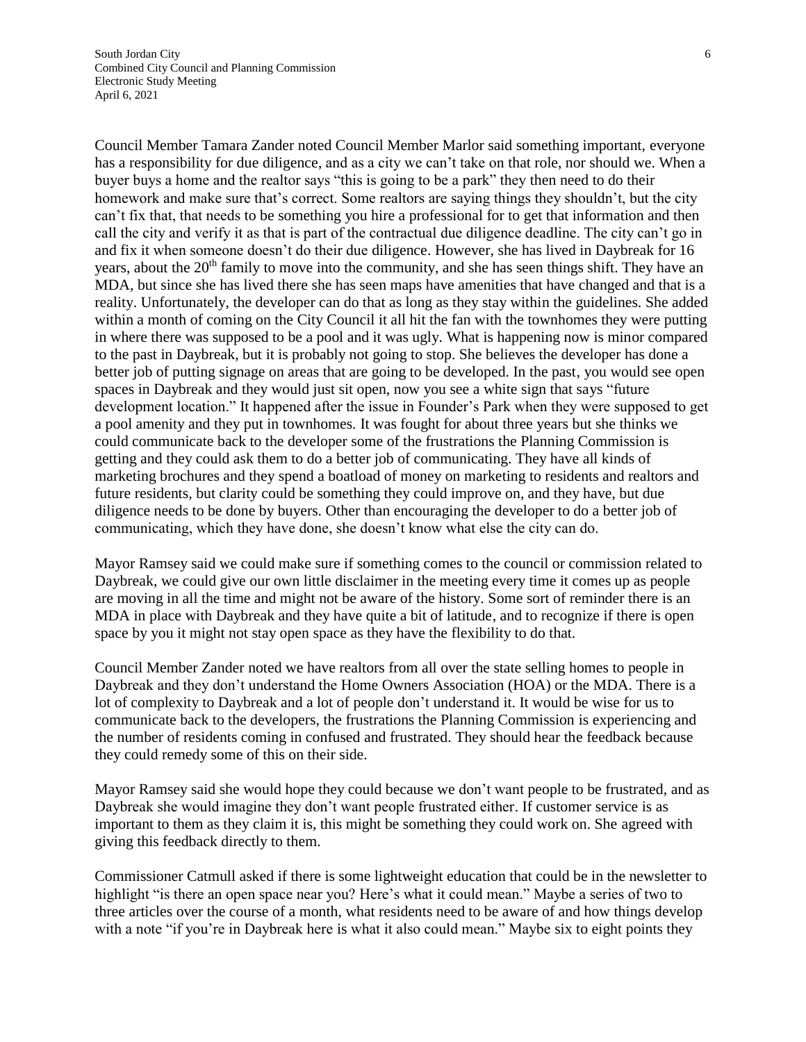Council Member Tamara Zander noted Council Member Marlor said something important, everyone has a responsibility for due diligence, and as a city we can't take on that role, nor should we. When a buyer buys a home and the realtor says "this is going to be a park" they then need to do their homework and make sure that's correct. Some realtors are saying things they shouldn't, but the city can't fix that, that needs to be something you hire a professional for to get that information and then call the city and verify it as that is part of the contractual due diligence deadline. The city can't go in and fix it when someone doesn't do their due diligence. However, she has lived in Daybreak for 16 years, about the 20th family to move into the community, and she has seen things shift. They have an MDA, but since she has lived there she has seen maps have amenities that have changed and that is a reality. Unfortunately, the developer can do that as long as they stay within the guidelines. She added within a month of coming on the City Council it all hit the fan with the townhomes they were putting in where there was supposed to be a pool and it was ugly. What is happening now is minor compared to the past in Daybreak, but it is probably not going to stop. She believes the developer has done a better job of putting signage on areas that are going to be developed. In the past, you would see open spaces in Daybreak and they would just sit open, now you see a white sign that says "future development location." It happened after the issue in Founder's Park when they were supposed to get a pool amenity and they put in townhomes. It was fought for about three years but she thinks we could communicate back to the developer some of the frustrations the Planning Commission is getting and they could ask them to do a better job of communicating. They have all kinds of marketing brochures and they spend a boatload of money on marketing to residents and realtors and future residents, but clarity could be something they could improve on, and they have, but due diligence needs to be done by buyers. Other than encouraging the developer to do a better job of communicating, which they have done, she doesn't know what else the city can do.

Mayor Ramsey said we could make sure if something comes to the council or commission related to Daybreak, we could give our own little disclaimer in the meeting every time it comes up as people are moving in all the time and might not be aware of the history. Some sort of reminder there is an MDA in place with Daybreak and they have quite a bit of latitude, and to recognize if there is open space by you it might not stay open space as they have the flexibility to do that.

Council Member Zander noted we have realtors from all over the state selling homes to people in Daybreak and they don't understand the Home Owners Association (HOA) or the MDA. There is a lot of complexity to Daybreak and a lot of people don't understand it. It would be wise for us to communicate back to the developers, the frustrations the Planning Commission is experiencing and the number of residents coming in confused and frustrated. They should hear the feedback because they could remedy some of this on their side.

Mayor Ramsey said she would hope they could because we don't want people to be frustrated, and as Daybreak she would imagine they don't want people frustrated either. If customer service is as important to them as they claim it is, this might be something they could work on. She agreed with giving this feedback directly to them.

Commissioner Catmull asked if there is some lightweight education that could be in the newsletter to highlight "is there an open space near you? Here's what it could mean." Maybe a series of two to three articles over the course of a month, what residents need to be aware of and how things develop with a note "if you're in Daybreak here is what it also could mean." Maybe six to eight points they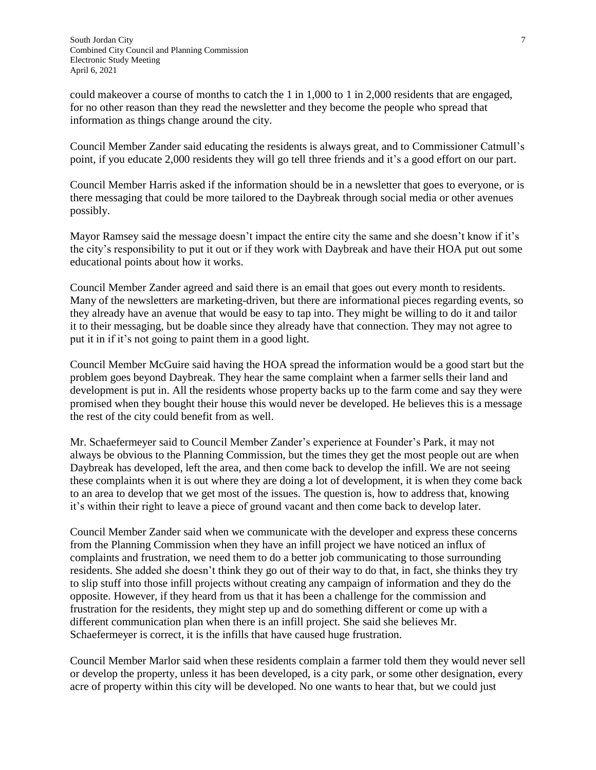could makeover a course of months to catch the 1 in 1,000 to 1 in 2,000 residents that are engaged, for no other reason than they read the newsletter and they become the people who spread that information as things change around the city.

Council Member Zander said educating the residents is always great, and to Commissioner Catmull's point, if you educate 2,000 residents they will go tell three friends and it's a good effort on our part.

Council Member Harris asked if the information should be in a newsletter that goes to everyone, or is there messaging that could be more tailored to the Daybreak through social media or other avenues possibly.

Mayor Ramsey said the message doesn't impact the entire city the same and she doesn't know if it's the city's responsibility to put it out or if they work with Daybreak and have their HOA put out some educational points about how it works.

Council Member Zander agreed and said there is an email that goes out every month to residents. Many of the newsletters are marketing-driven, but there are informational pieces regarding events, so they already have an avenue that would be easy to tap into. They might be willing to do it and tailor it to their messaging, but be doable since they already have that connection. They may not agree to put it in if it's not going to paint them in a good light.

Council Member McGuire said having the HOA spread the information would be a good start but the problem goes beyond Daybreak. They hear the same complaint when a farmer sells their land and development is put in. All the residents whose property backs up to the farm come and say they were promised when they bought their house this would never be developed. He believes this is a message the rest of the city could benefit from as well.

Mr. Schaefermeyer said to Council Member Zander's experience at Founder's Park, it may not always be obvious to the Planning Commission, but the times they get the most people out are when Daybreak has developed, left the area, and then come back to develop the infill. We are not seeing these complaints when it is out where they are doing a lot of development, it is when they come back to an area to develop that we get most of the issues. The question is, how to address that, knowing it's within their right to leave a piece of ground vacant and then come back to develop later.

Council Member Zander said when we communicate with the developer and express these concerns from the Planning Commission when they have an infill project we have noticed an influx of complaints and frustration, we need them to do a better job communicating to those surrounding residents. She added she doesn't think they go out of their way to do that, in fact, she thinks they try to slip stuff into those infill projects without creating any campaign of information and they do the opposite. However, if they heard from us that it has been a challenge for the commission and frustration for the residents, they might step up and do something different or come up with a different communication plan when there is an infill project. She said she believes Mr. Schaefermeyer is correct, it is the infills that have caused huge frustration.

Council Member Marlor said when these residents complain a farmer told them they would never sell or develop the property, unless it has been developed, is a city park, or some other designation, every acre of property within this city will be developed. No one wants to hear that, but we could just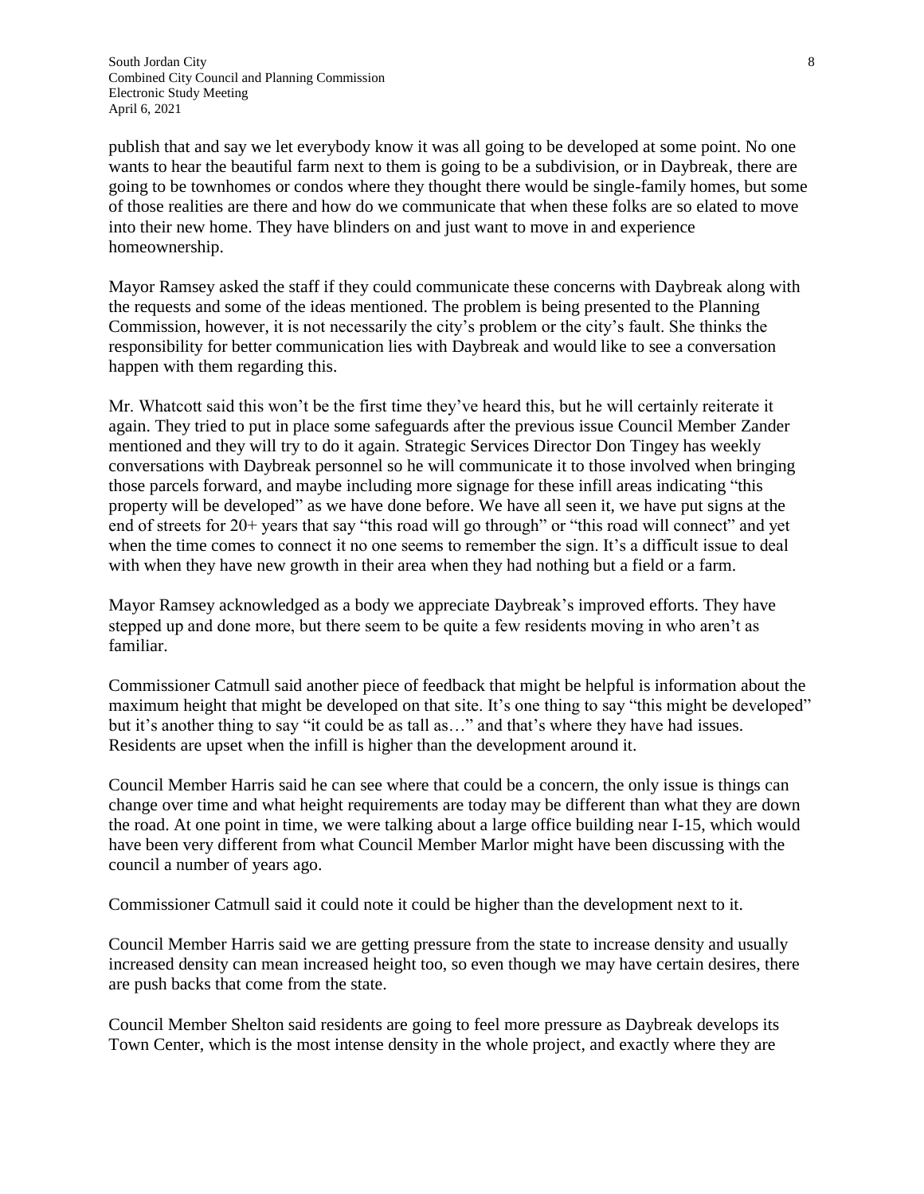publish that and say we let everybody know it was all going to be developed at some point. No one wants to hear the beautiful farm next to them is going to be a subdivision, or in Daybreak, there are going to be townhomes or condos where they thought there would be single-family homes, but some of those realities are there and how do we communicate that when these folks are so elated to move into their new home. They have blinders on and just want to move in and experience homeownership.

Mayor Ramsey asked the staff if they could communicate these concerns with Daybreak along with the requests and some of the ideas mentioned. The problem is being presented to the Planning Commission, however, it is not necessarily the city's problem or the city's fault. She thinks the responsibility for better communication lies with Daybreak and would like to see a conversation happen with them regarding this.

Mr. Whatcott said this won't be the first time they've heard this, but he will certainly reiterate it again. They tried to put in place some safeguards after the previous issue Council Member Zander mentioned and they will try to do it again. Strategic Services Director Don Tingey has weekly conversations with Daybreak personnel so he will communicate it to those involved when bringing those parcels forward, and maybe including more signage for these infill areas indicating "this property will be developed" as we have done before. We have all seen it, we have put signs at the end of streets for 20+ years that say "this road will go through" or "this road will connect" and yet when the time comes to connect it no one seems to remember the sign. It's a difficult issue to deal with when they have new growth in their area when they had nothing but a field or a farm.

Mayor Ramsey acknowledged as a body we appreciate Daybreak's improved efforts. They have stepped up and done more, but there seem to be quite a few residents moving in who aren't as familiar.

Commissioner Catmull said another piece of feedback that might be helpful is information about the maximum height that might be developed on that site. It's one thing to say "this might be developed" but it's another thing to say "it could be as tall as…" and that's where they have had issues. Residents are upset when the infill is higher than the development around it.

Council Member Harris said he can see where that could be a concern, the only issue is things can change over time and what height requirements are today may be different than what they are down the road. At one point in time, we were talking about a large office building near I-15, which would have been very different from what Council Member Marlor might have been discussing with the council a number of years ago.

Commissioner Catmull said it could note it could be higher than the development next to it.

Council Member Harris said we are getting pressure from the state to increase density and usually increased density can mean increased height too, so even though we may have certain desires, there are push backs that come from the state.

Council Member Shelton said residents are going to feel more pressure as Daybreak develops its Town Center, which is the most intense density in the whole project, and exactly where they are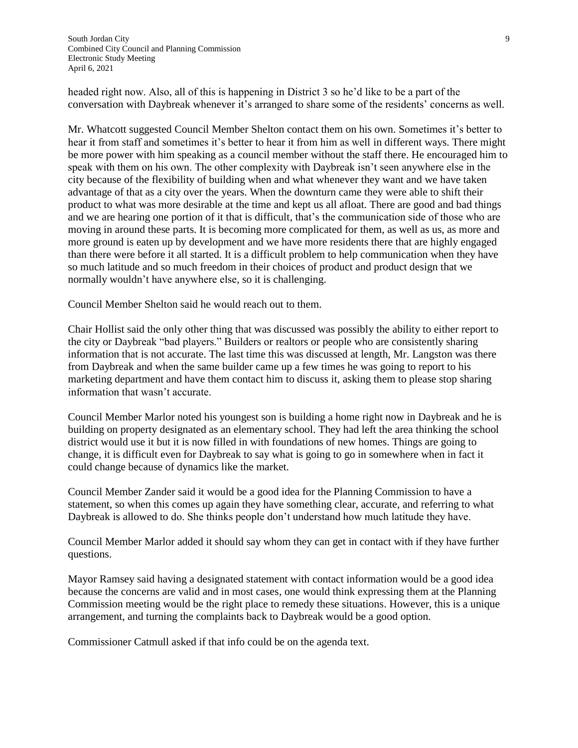headed right now. Also, all of this is happening in District 3 so he'd like to be a part of the conversation with Daybreak whenever it's arranged to share some of the residents' concerns as well.

Mr. Whatcott suggested Council Member Shelton contact them on his own. Sometimes it's better to hear it from staff and sometimes it's better to hear it from him as well in different ways. There might be more power with him speaking as a council member without the staff there. He encouraged him to speak with them on his own. The other complexity with Daybreak isn't seen anywhere else in the city because of the flexibility of building when and what whenever they want and we have taken advantage of that as a city over the years. When the downturn came they were able to shift their product to what was more desirable at the time and kept us all afloat. There are good and bad things and we are hearing one portion of it that is difficult, that's the communication side of those who are moving in around these parts. It is becoming more complicated for them, as well as us, as more and more ground is eaten up by development and we have more residents there that are highly engaged than there were before it all started. It is a difficult problem to help communication when they have so much latitude and so much freedom in their choices of product and product design that we normally wouldn't have anywhere else, so it is challenging.

Council Member Shelton said he would reach out to them.

Chair Hollist said the only other thing that was discussed was possibly the ability to either report to the city or Daybreak "bad players." Builders or realtors or people who are consistently sharing information that is not accurate. The last time this was discussed at length, Mr. Langston was there from Daybreak and when the same builder came up a few times he was going to report to his marketing department and have them contact him to discuss it, asking them to please stop sharing information that wasn't accurate.

Council Member Marlor noted his youngest son is building a home right now in Daybreak and he is building on property designated as an elementary school. They had left the area thinking the school district would use it but it is now filled in with foundations of new homes. Things are going to change, it is difficult even for Daybreak to say what is going to go in somewhere when in fact it could change because of dynamics like the market.

Council Member Zander said it would be a good idea for the Planning Commission to have a statement, so when this comes up again they have something clear, accurate, and referring to what Daybreak is allowed to do. She thinks people don't understand how much latitude they have.

Council Member Marlor added it should say whom they can get in contact with if they have further questions.

Mayor Ramsey said having a designated statement with contact information would be a good idea because the concerns are valid and in most cases, one would think expressing them at the Planning Commission meeting would be the right place to remedy these situations. However, this is a unique arrangement, and turning the complaints back to Daybreak would be a good option.

Commissioner Catmull asked if that info could be on the agenda text.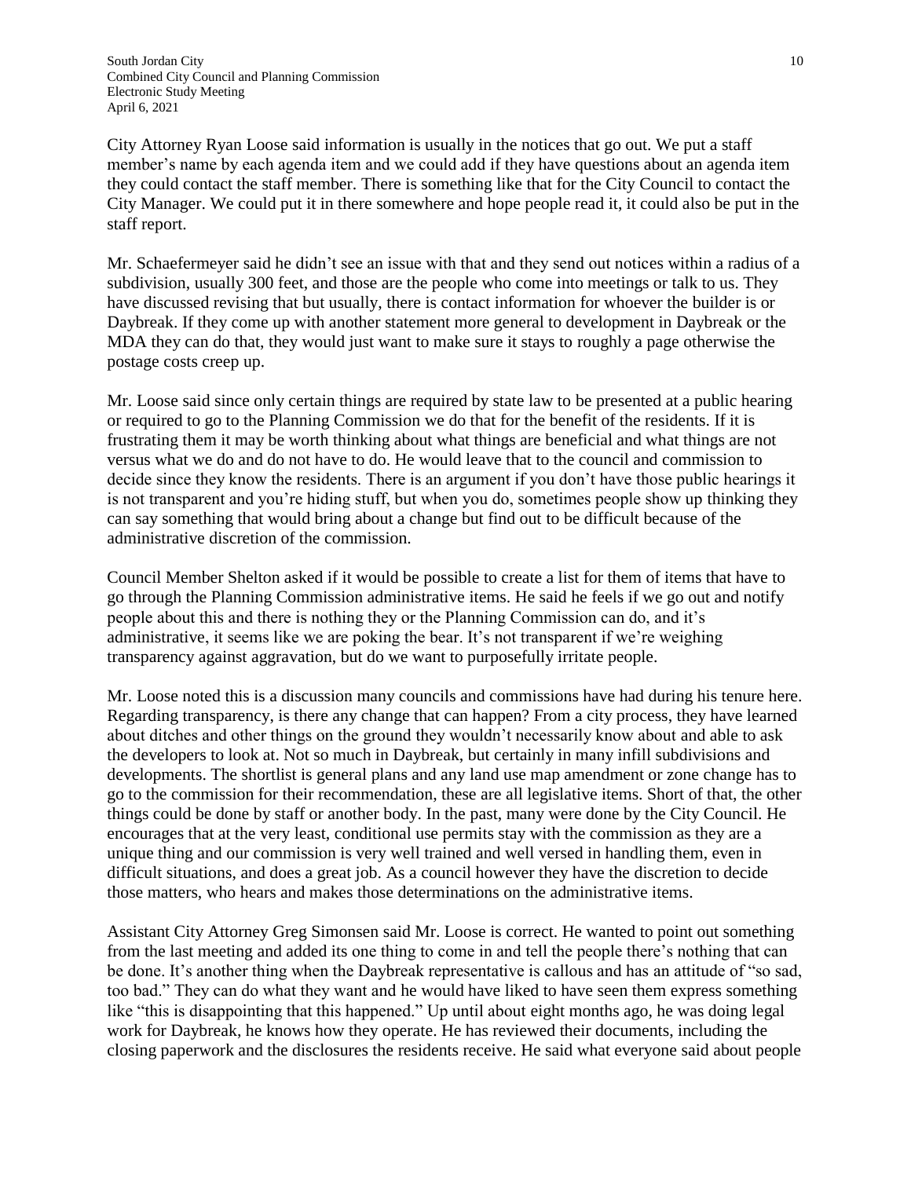City Attorney Ryan Loose said information is usually in the notices that go out. We put a staff member's name by each agenda item and we could add if they have questions about an agenda item they could contact the staff member. There is something like that for the City Council to contact the City Manager. We could put it in there somewhere and hope people read it, it could also be put in the staff report.

Mr. Schaefermeyer said he didn't see an issue with that and they send out notices within a radius of a subdivision, usually 300 feet, and those are the people who come into meetings or talk to us. They have discussed revising that but usually, there is contact information for whoever the builder is or Daybreak. If they come up with another statement more general to development in Daybreak or the MDA they can do that, they would just want to make sure it stays to roughly a page otherwise the postage costs creep up.

Mr. Loose said since only certain things are required by state law to be presented at a public hearing or required to go to the Planning Commission we do that for the benefit of the residents. If it is frustrating them it may be worth thinking about what things are beneficial and what things are not versus what we do and do not have to do. He would leave that to the council and commission to decide since they know the residents. There is an argument if you don't have those public hearings it is not transparent and you're hiding stuff, but when you do, sometimes people show up thinking they can say something that would bring about a change but find out to be difficult because of the administrative discretion of the commission.

Council Member Shelton asked if it would be possible to create a list for them of items that have to go through the Planning Commission administrative items. He said he feels if we go out and notify people about this and there is nothing they or the Planning Commission can do, and it's administrative, it seems like we are poking the bear. It's not transparent if we're weighing transparency against aggravation, but do we want to purposefully irritate people.

Mr. Loose noted this is a discussion many councils and commissions have had during his tenure here. Regarding transparency, is there any change that can happen? From a city process, they have learned about ditches and other things on the ground they wouldn't necessarily know about and able to ask the developers to look at. Not so much in Daybreak, but certainly in many infill subdivisions and developments. The shortlist is general plans and any land use map amendment or zone change has to go to the commission for their recommendation, these are all legislative items. Short of that, the other things could be done by staff or another body. In the past, many were done by the City Council. He encourages that at the very least, conditional use permits stay with the commission as they are a unique thing and our commission is very well trained and well versed in handling them, even in difficult situations, and does a great job. As a council however they have the discretion to decide those matters, who hears and makes those determinations on the administrative items.

Assistant City Attorney Greg Simonsen said Mr. Loose is correct. He wanted to point out something from the last meeting and added its one thing to come in and tell the people there's nothing that can be done. It's another thing when the Daybreak representative is callous and has an attitude of "so sad, too bad." They can do what they want and he would have liked to have seen them express something like "this is disappointing that this happened." Up until about eight months ago, he was doing legal work for Daybreak, he knows how they operate. He has reviewed their documents, including the closing paperwork and the disclosures the residents receive. He said what everyone said about people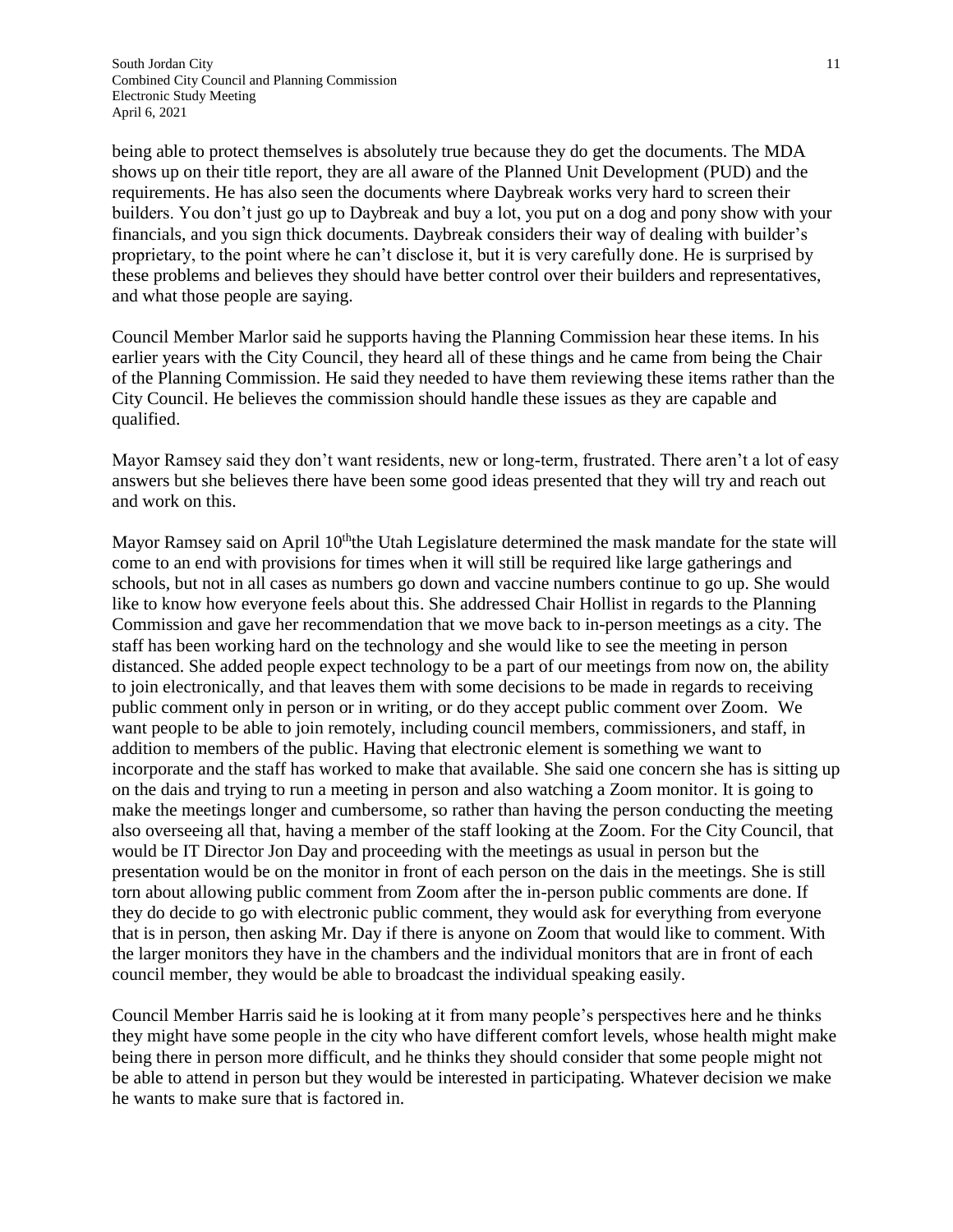being able to protect themselves is absolutely true because they do get the documents. The MDA shows up on their title report, they are all aware of the Planned Unit Development (PUD) and the requirements. He has also seen the documents where Daybreak works very hard to screen their builders. You don't just go up to Daybreak and buy a lot, you put on a dog and pony show with your financials, and you sign thick documents. Daybreak considers their way of dealing with builder's proprietary, to the point where he can't disclose it, but it is very carefully done. He is surprised by these problems and believes they should have better control over their builders and representatives, and what those people are saying.

Council Member Marlor said he supports having the Planning Commission hear these items. In his earlier years with the City Council, they heard all of these things and he came from being the Chair of the Planning Commission. He said they needed to have them reviewing these items rather than the City Council. He believes the commission should handle these issues as they are capable and qualified.

Mayor Ramsey said they don't want residents, new or long-term, frustrated. There aren't a lot of easy answers but she believes there have been some good ideas presented that they will try and reach out and work on this.

Mayor Ramsey said on April 10th the Utah Legislature determined the mask mandate for the state will come to an end with provisions for times when it will still be required like large gatherings and schools, but not in all cases as numbers go down and vaccine numbers continue to go up. She would like to know how everyone feels about this. She addressed Chair Hollist in regards to the Planning Commission and gave her recommendation that we move back to in-person meetings as a city. The staff has been working hard on the technology and she would like to see the meeting in person distanced. She added people expect technology to be a part of our meetings from now on, the ability to join electronically, and that leaves them with some decisions to be made in regards to receiving public comment only in person or in writing, or do they accept public comment over Zoom. We want people to be able to join remotely, including council members, commissioners, and staff, in addition to members of the public. Having that electronic element is something we want to incorporate and the staff has worked to make that available. She said one concern she has is sitting up on the dais and trying to run a meeting in person and also watching a Zoom monitor. It is going to make the meetings longer and cumbersome, so rather than having the person conducting the meeting also overseeing all that, having a member of the staff looking at the Zoom. For the City Council, that would be IT Director Jon Day and proceeding with the meetings as usual in person but the presentation would be on the monitor in front of each person on the dais in the meetings. She is still torn about allowing public comment from Zoom after the in-person public comments are done. If they do decide to go with electronic public comment, they would ask for everything from everyone that is in person, then asking Mr. Day if there is anyone on Zoom that would like to comment. With the larger monitors they have in the chambers and the individual monitors that are in front of each council member, they would be able to broadcast the individual speaking easily.

Council Member Harris said he is looking at it from many people's perspectives here and he thinks they might have some people in the city who have different comfort levels, whose health might make being there in person more difficult, and he thinks they should consider that some people might not be able to attend in person but they would be interested in participating. Whatever decision we make he wants to make sure that is factored in.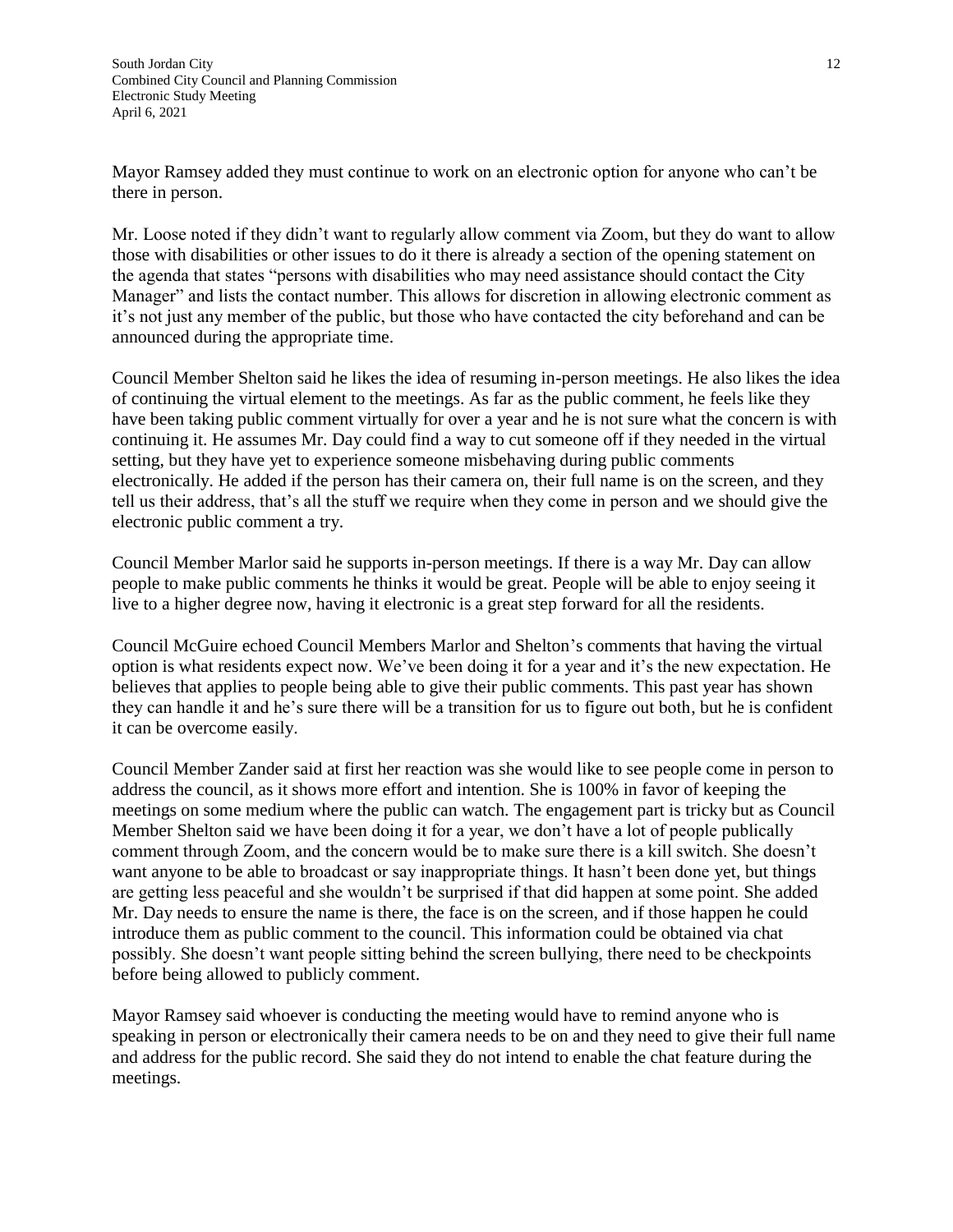Mayor Ramsey added they must continue to work on an electronic option for anyone who can't be there in person.

Mr. Loose noted if they didn't want to regularly allow comment via Zoom, but they do want to allow those with disabilities or other issues to do it there is already a section of the opening statement on the agenda that states "persons with disabilities who may need assistance should contact the City Manager" and lists the contact number. This allows for discretion in allowing electronic comment as it's not just any member of the public, but those who have contacted the city beforehand and can be announced during the appropriate time.

Council Member Shelton said he likes the idea of resuming in-person meetings. He also likes the idea of continuing the virtual element to the meetings. As far as the public comment, he feels like they have been taking public comment virtually for over a year and he is not sure what the concern is with continuing it. He assumes Mr. Day could find a way to cut someone off if they needed in the virtual setting, but they have yet to experience someone misbehaving during public comments electronically. He added if the person has their camera on, their full name is on the screen, and they tell us their address, that's all the stuff we require when they come in person and we should give the electronic public comment a try.

Council Member Marlor said he supports in-person meetings. If there is a way Mr. Day can allow people to make public comments he thinks it would be great. People will be able to enjoy seeing it live to a higher degree now, having it electronic is a great step forward for all the residents.

Council McGuire echoed Council Members Marlor and Shelton's comments that having the virtual option is what residents expect now. We've been doing it for a year and it's the new expectation. He believes that applies to people being able to give their public comments. This past year has shown they can handle it and he's sure there will be a transition for us to figure out both, but he is confident it can be overcome easily.

Council Member Zander said at first her reaction was she would like to see people come in person to address the council, as it shows more effort and intention. She is 100% in favor of keeping the meetings on some medium where the public can watch. The engagement part is tricky but as Council Member Shelton said we have been doing it for a year, we don't have a lot of people publically comment through Zoom, and the concern would be to make sure there is a kill switch. She doesn't want anyone to be able to broadcast or say inappropriate things. It hasn't been done yet, but things are getting less peaceful and she wouldn't be surprised if that did happen at some point. She added Mr. Day needs to ensure the name is there, the face is on the screen, and if those happen he could introduce them as public comment to the council. This information could be obtained via chat possibly. She doesn't want people sitting behind the screen bullying, there need to be checkpoints before being allowed to publicly comment.

Mayor Ramsey said whoever is conducting the meeting would have to remind anyone who is speaking in person or electronically their camera needs to be on and they need to give their full name and address for the public record. She said they do not intend to enable the chat feature during the meetings.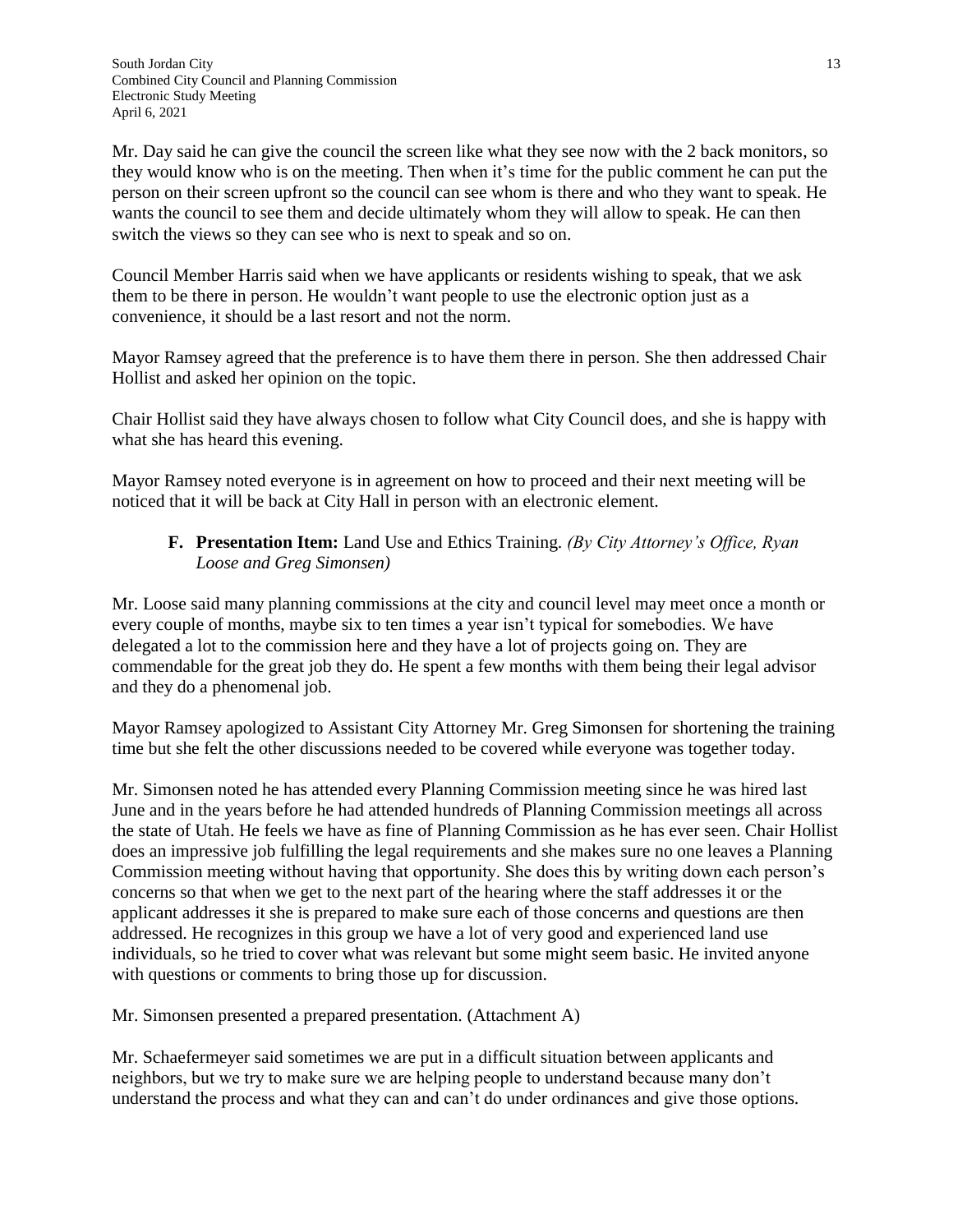Mr. Day said he can give the council the screen like what they see now with the 2 back monitors, so they would know who is on the meeting. Then when it's time for the public comment he can put the person on their screen upfront so the council can see whom is there and who they want to speak. He wants the council to see them and decide ultimately whom they will allow to speak. He can then switch the views so they can see who is next to speak and so on.

Council Member Harris said when we have applicants or residents wishing to speak, that we ask them to be there in person. He wouldn't want people to use the electronic option just as a convenience, it should be a last resort and not the norm.

Mayor Ramsey agreed that the preference is to have them there in person. She then addressed Chair Hollist and asked her opinion on the topic.

Chair Hollist said they have always chosen to follow what City Council does, and she is happy with what she has heard this evening.

Mayor Ramsey noted everyone is in agreement on how to proceed and their next meeting will be noticed that it will be back at City Hall in person with an electronic element.

**F. Presentation Item:** Land Use and Ethics Training. *(By City Attorney's Office, Ryan Loose and Greg Simonsen)*

Mr. Loose said many planning commissions at the city and council level may meet once a month or every couple of months, maybe six to ten times a year isn't typical for somebodies. We have delegated a lot to the commission here and they have a lot of projects going on. They are commendable for the great job they do. He spent a few months with them being their legal advisor and they do a phenomenal job.

Mayor Ramsey apologized to Assistant City Attorney Mr. Greg Simonsen for shortening the training time but she felt the other discussions needed to be covered while everyone was together today.

Mr. Simonsen noted he has attended every Planning Commission meeting since he was hired last June and in the years before he had attended hundreds of Planning Commission meetings all across the state of Utah. He feels we have as fine of Planning Commission as he has ever seen. Chair Hollist does an impressive job fulfilling the legal requirements and she makes sure no one leaves a Planning Commission meeting without having that opportunity. She does this by writing down each person's concerns so that when we get to the next part of the hearing where the staff addresses it or the applicant addresses it she is prepared to make sure each of those concerns and questions are then addressed. He recognizes in this group we have a lot of very good and experienced land use individuals, so he tried to cover what was relevant but some might seem basic. He invited anyone with questions or comments to bring those up for discussion.

Mr. Simonsen presented a prepared presentation. (Attachment A)

Mr. Schaefermeyer said sometimes we are put in a difficult situation between applicants and neighbors, but we try to make sure we are helping people to understand because many don't understand the process and what they can and can't do under ordinances and give those options.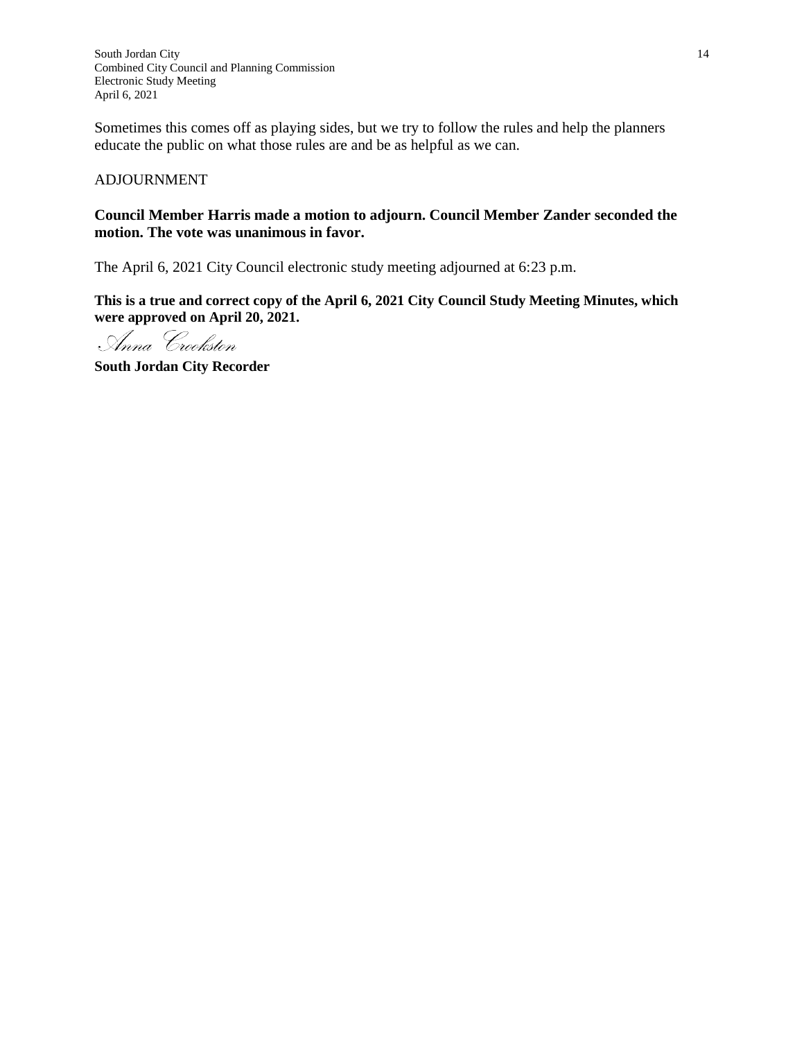Sometimes this comes off as playing sides, but we try to follow the rules and help the planners educate the public on what those rules are and be as helpful as we can.

ADJOURNMENT

**Council Member Harris made a motion to adjourn. Council Member Zander seconded the motion. The vote was unanimous in favor.**

The April 6, 2021 City Council electronic study meeting adjourned at 6:23 p.m.

**This is a true and correct copy of the April 6, 2021 City Council Study Meeting Minutes, which were approved on April 20, 2021.**

*Anna Crookston*

**South Jordan City Recorder**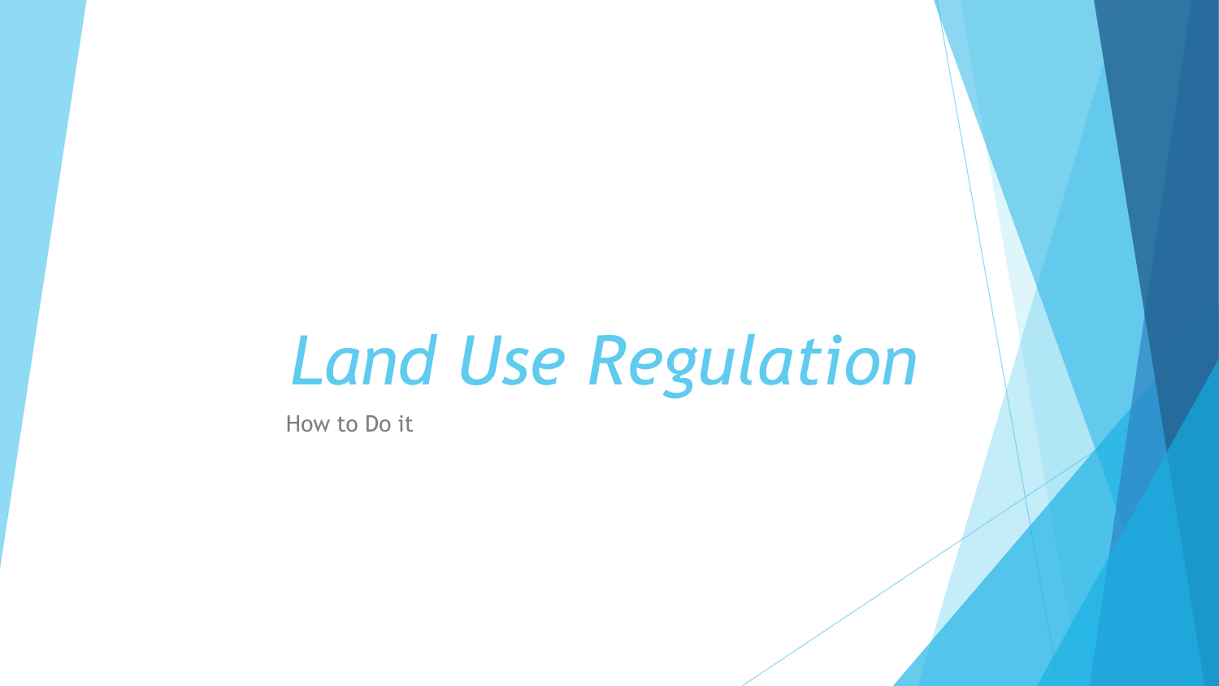# *Land Use Regulation*

How to Do it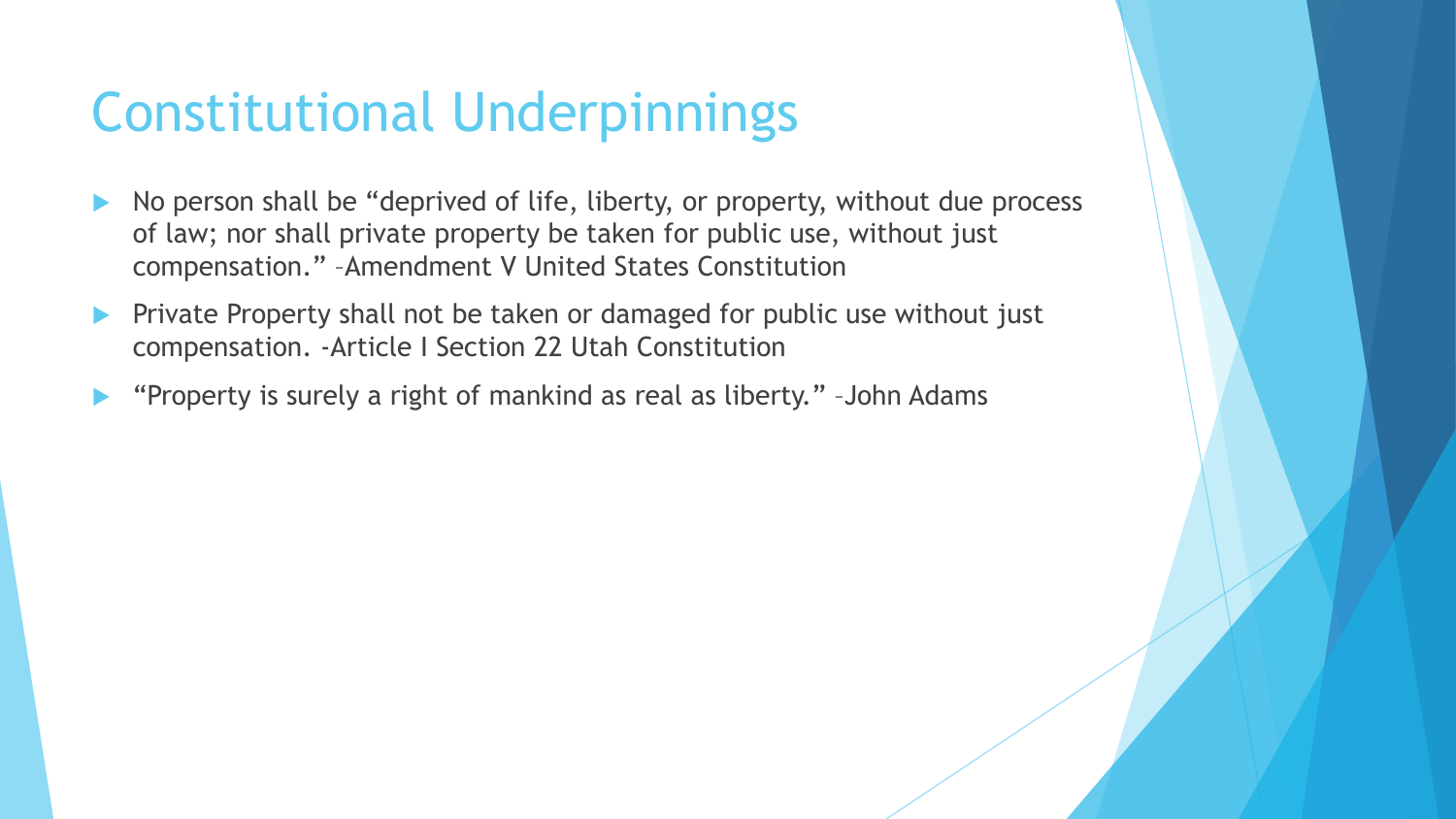# Constitutional Underpinnings

- No person shall be “deprived of life, liberty, or property, without due process of law; nor shall private property be taken for public use, without just compensation.” –Amendment V United States Constitution
- Private Property shall not be taken or damaged for public use without just compensation. -Article I Section 22 Utah Constitution
- “Property is surely a right of mankind as real as liberty.” –John Adams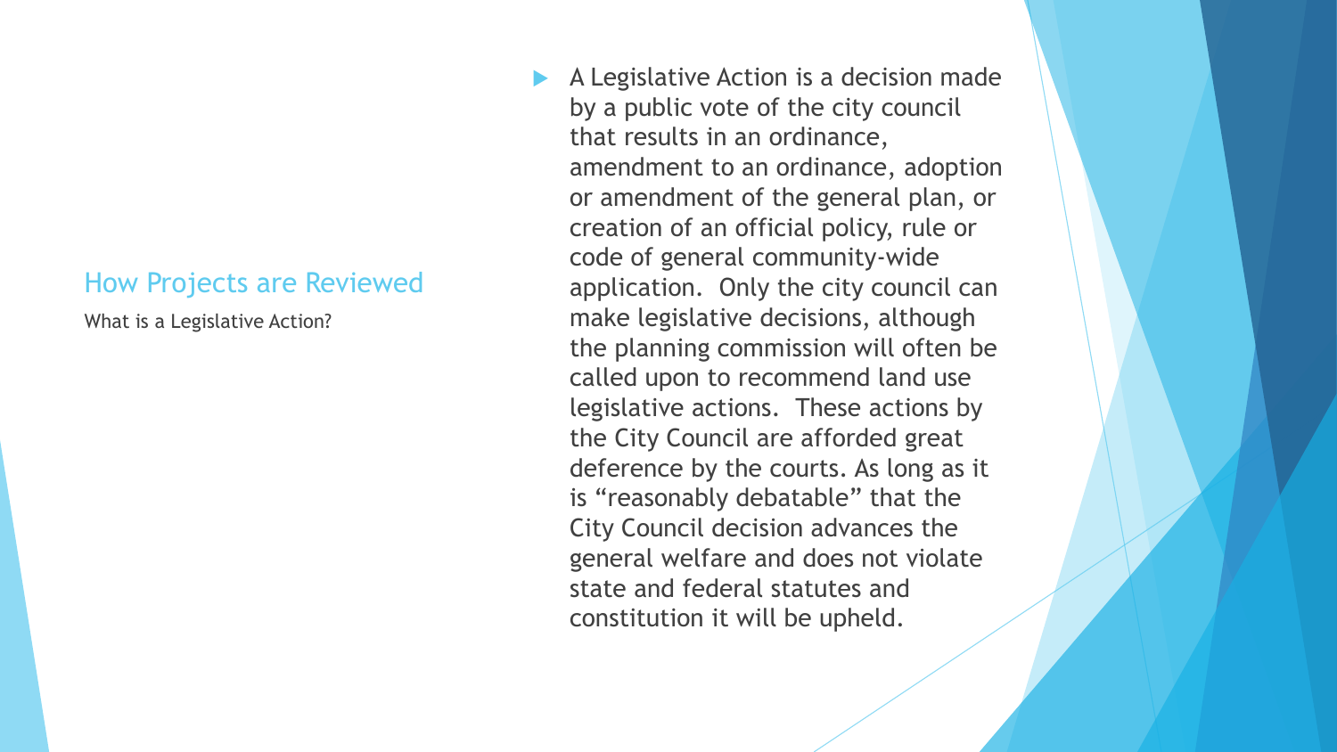## How Projects are Reviewed

What is a Legislative Action?

- A Legislative Action is a decision made by a public vote of the city council that results in an ordinance, amendment to an ordinance, adoption or amendment of the general plan, or creation of an official policy, rule or code of general community-wide application. Only the city council can make legislative decisions, although the planning commission will often be called upon to recommend land use legislative actions. These actions by the City Council are afforded great deference by the courts. As long as it is "reasonably debatable" that the City Council decision advances the general welfare and does not violate state and federal statutes and constitution it will be upheld.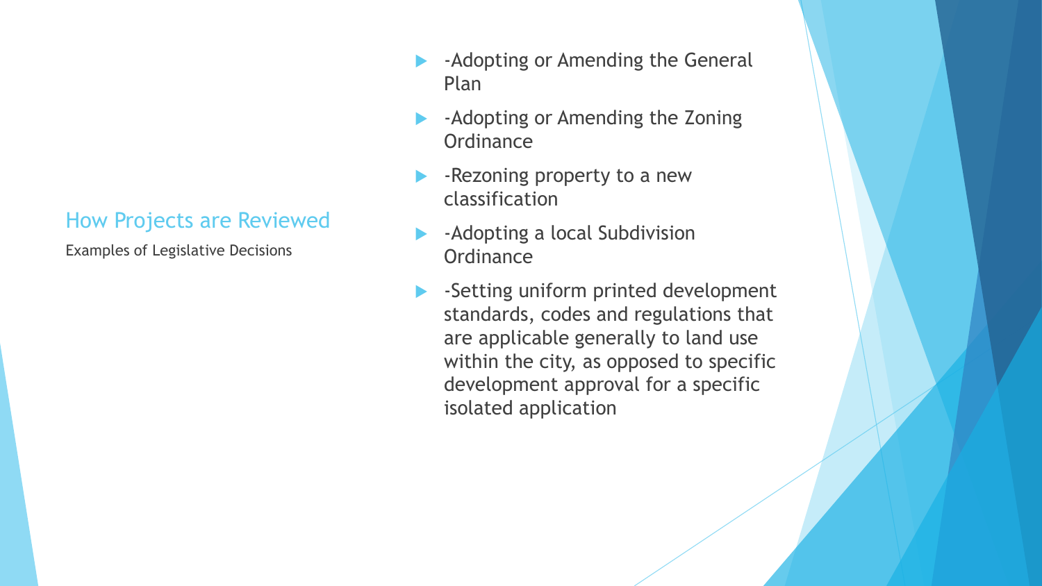## How Projects are Reviewed

Examples of Legislative Decisions

- -Adopting or Amending the General Plan
- -Adopting or Amending the Zoning Ordinance
- -Rezoning property to a new classification
- -Adopting a local Subdivision Ordinance
- -Setting uniform printed development standards, codes and regulations that are applicable generally to land use within the city, as opposed to specific development approval for a specific isolated application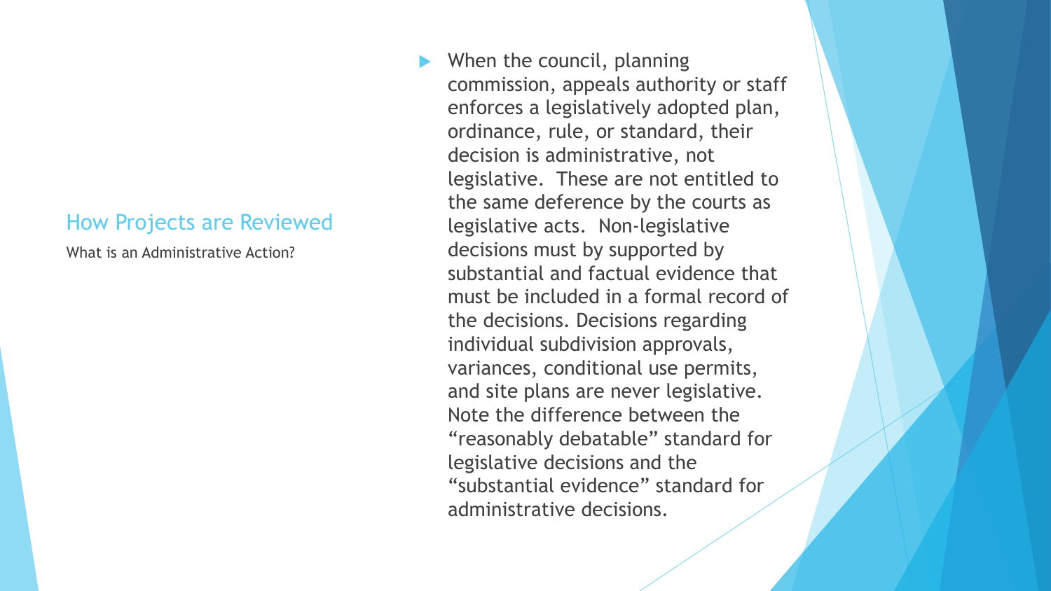## How Projects are Reviewed

What is an Administrative Action?

- When the council, planning commission, appeals authority or staff enforces a legislatively adopted plan, ordinance, rule, or standard, their decision is administrative, not legislative. These are not entitled to the same deference by the courts as legislative acts. Non-legislative decisions must by supported by substantial and factual evidence that must be included in a formal record of the decisions. Decisions regarding individual subdivision approvals, variances, conditional use permits, and site plans are never legislative. Note the difference between the "reasonably debatable" standard for legislative decisions and the "substantial evidence" standard for administrative decisions.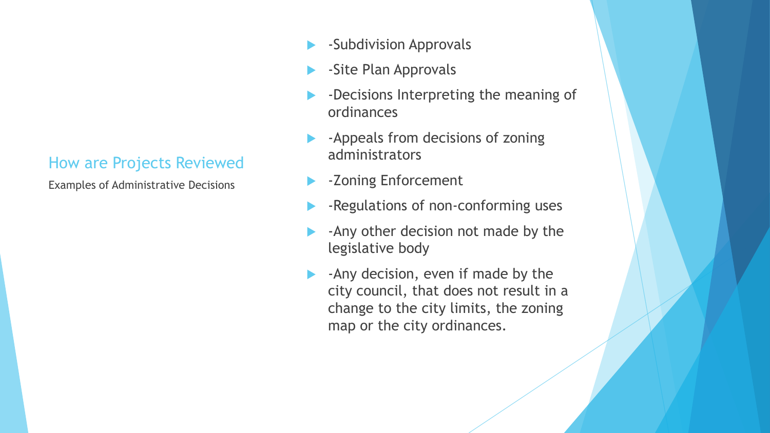## How are Projects Reviewed

Examples of Administrative Decisions

- -Subdivision Approvals
- -Site Plan Approvals
- -Decisions Interpreting the meaning of ordinances
- -Appeals from decisions of zoning administrators
- -Zoning Enforcement
- -Regulations of non-conforming uses
- -Any other decision not made by the legislative body
- -Any decision, even if made by the city council, that does not result in a change to the city limits, the zoning map or the city ordinances.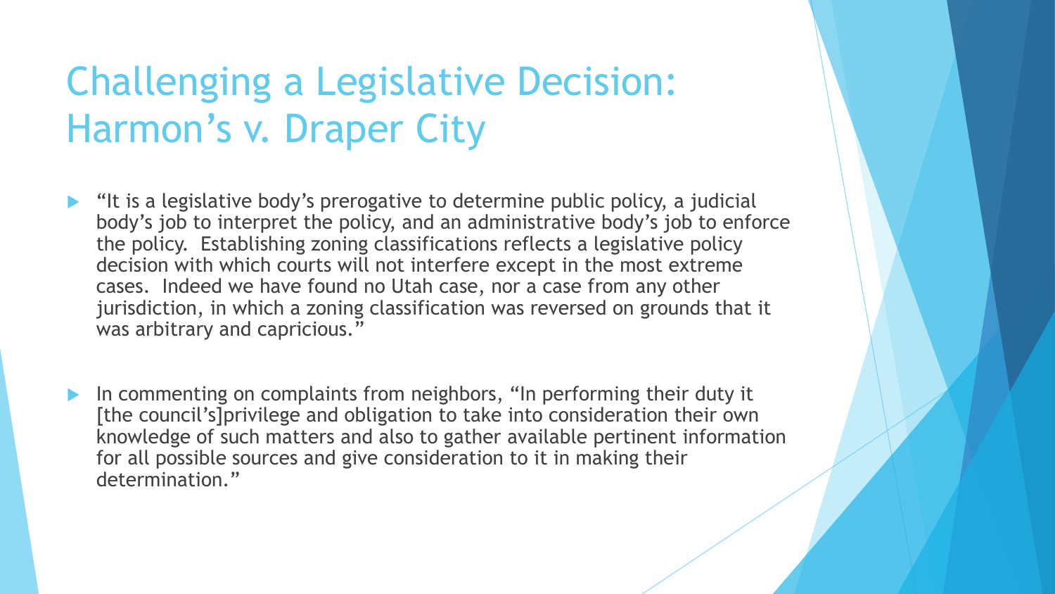# Challenging a Legislative Decision: Harmon's v. Draper City

- "It is a legislative body's prerogative to determine public policy, a judicial body's job to interpret the policy, and an administrative body's job to enforce the policy. Establishing zoning classifications reflects a legislative policy decision with which courts will not interfere except in the most extreme cases. Indeed we have found no Utah case, nor a case from any other jurisdiction, in which a zoning classification was reversed on grounds that it was arbitrary and capricious."

- In commenting on complaints from neighbors, "In performing their duty it [the council's]privilege and obligation to take into consideration their own knowledge of such matters and also to gather available pertinent information for all possible sources and give consideration to it in making their determination."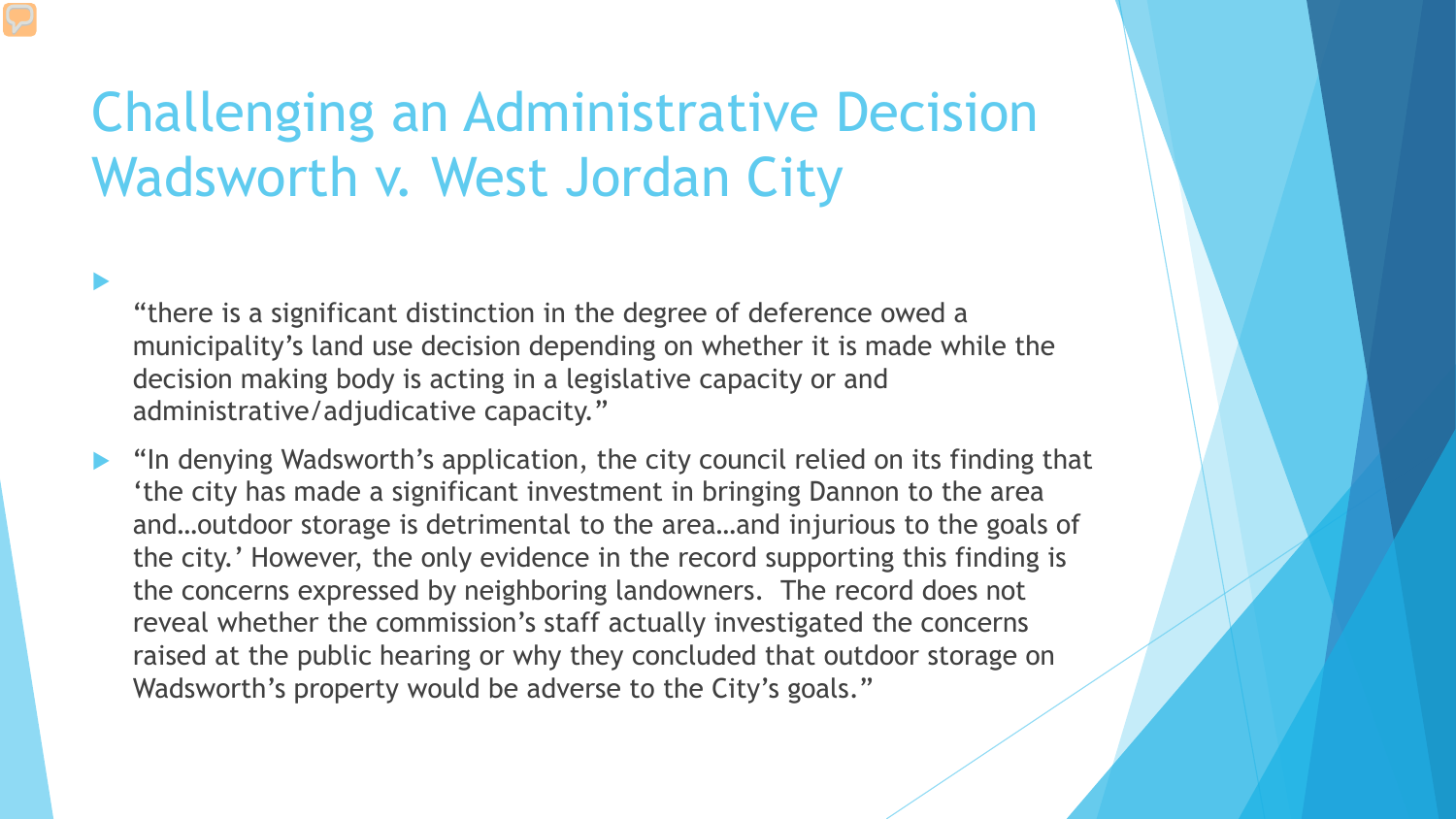# Challenging an Administrative Decision Wadsworth v. West Jordan City

- "there is a significant distinction in the degree of deference owed a municipality's land use decision depending on whether it is made while the decision making body is acting in a legislative capacity or and administrative/adjudicative capacity."
- "In denying Wadsworth's application, the city council relied on its finding that 'the city has made a significant investment in bringing Dannon to the area and…outdoor storage is detrimental to the area…and injurious to the goals of the city.' However, the only evidence in the record supporting this finding is the concerns expressed by neighboring landowners. The record does not reveal whether the commission's staff actually investigated the concerns raised at the public hearing or why they concluded that outdoor storage on Wadsworth's property would be adverse to the City's goals."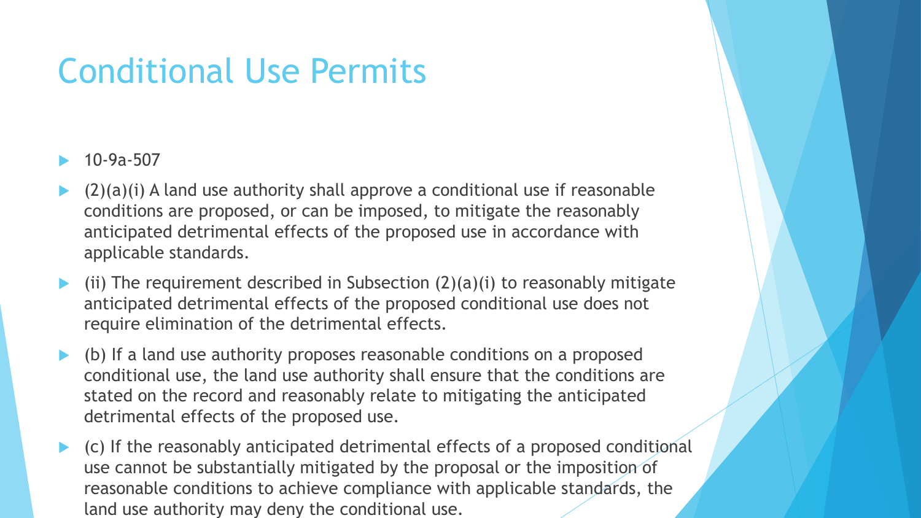# Conditional Use Permits

- 10-9a-507
- (2)(a)(i) A land use authority shall approve a conditional use if reasonable conditions are proposed, or can be imposed, to mitigate the reasonably anticipated detrimental effects of the proposed use in accordance with applicable standards.
- (ii) The requirement described in Subsection (2)(a)(i) to reasonably mitigate anticipated detrimental effects of the proposed conditional use does not require elimination of the detrimental effects.
- (b) If a land use authority proposes reasonable conditions on a proposed conditional use, the land use authority shall ensure that the conditions are stated on the record and reasonably relate to mitigating the anticipated detrimental effects of the proposed use.
- (c) If the reasonably anticipated detrimental effects of a proposed conditional use cannot be substantially mitigated by the proposal or the imposition of reasonable conditions to achieve compliance with applicable standards, the land use authority may deny the conditional use.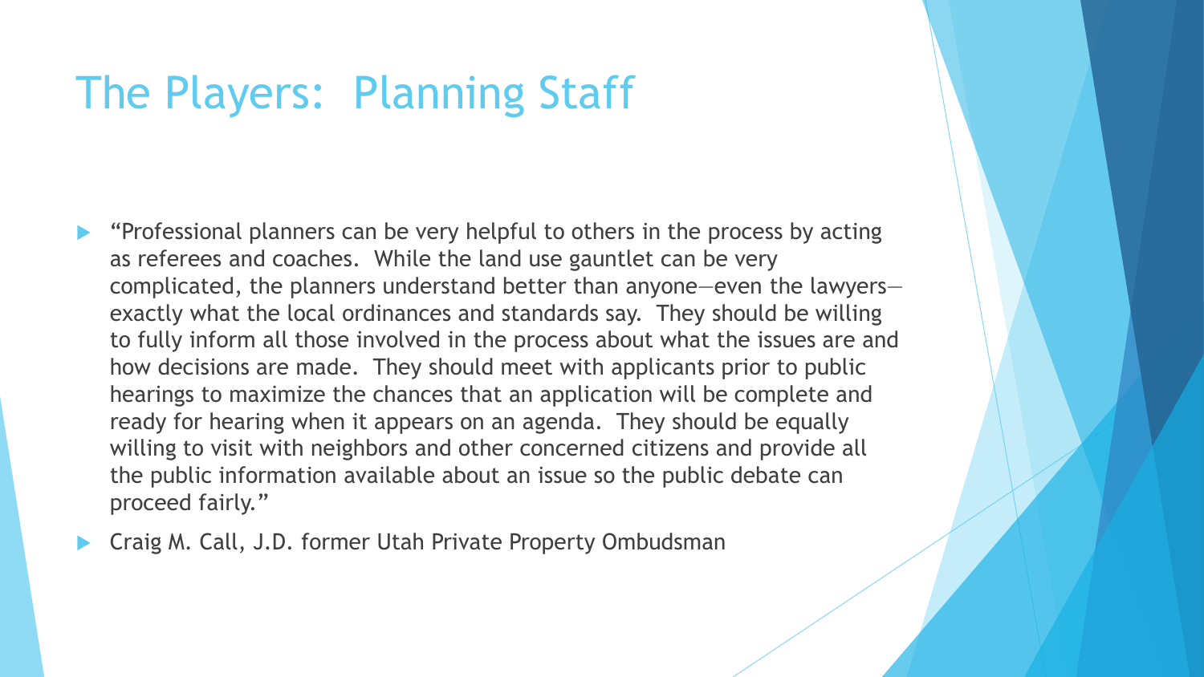# The Players: Planning Staff

- "Professional planners can be very helpful to others in the process by acting as referees and coaches. While the land use gauntlet can be very complicated, the planners understand better than anyone—even the lawyers—exactly what the local ordinances and standards say. They should be willing to fully inform all those involved in the process about what the issues are and how decisions are made. They should meet with applicants prior to public hearings to maximize the chances that an application will be complete and ready for hearing when it appears on an agenda. They should be equally willing to visit with neighbors and other concerned citizens and provide all the public information available about an issue so the public debate can proceed fairly."
- Craig M. Call, J.D. former Utah Private Property Ombudsman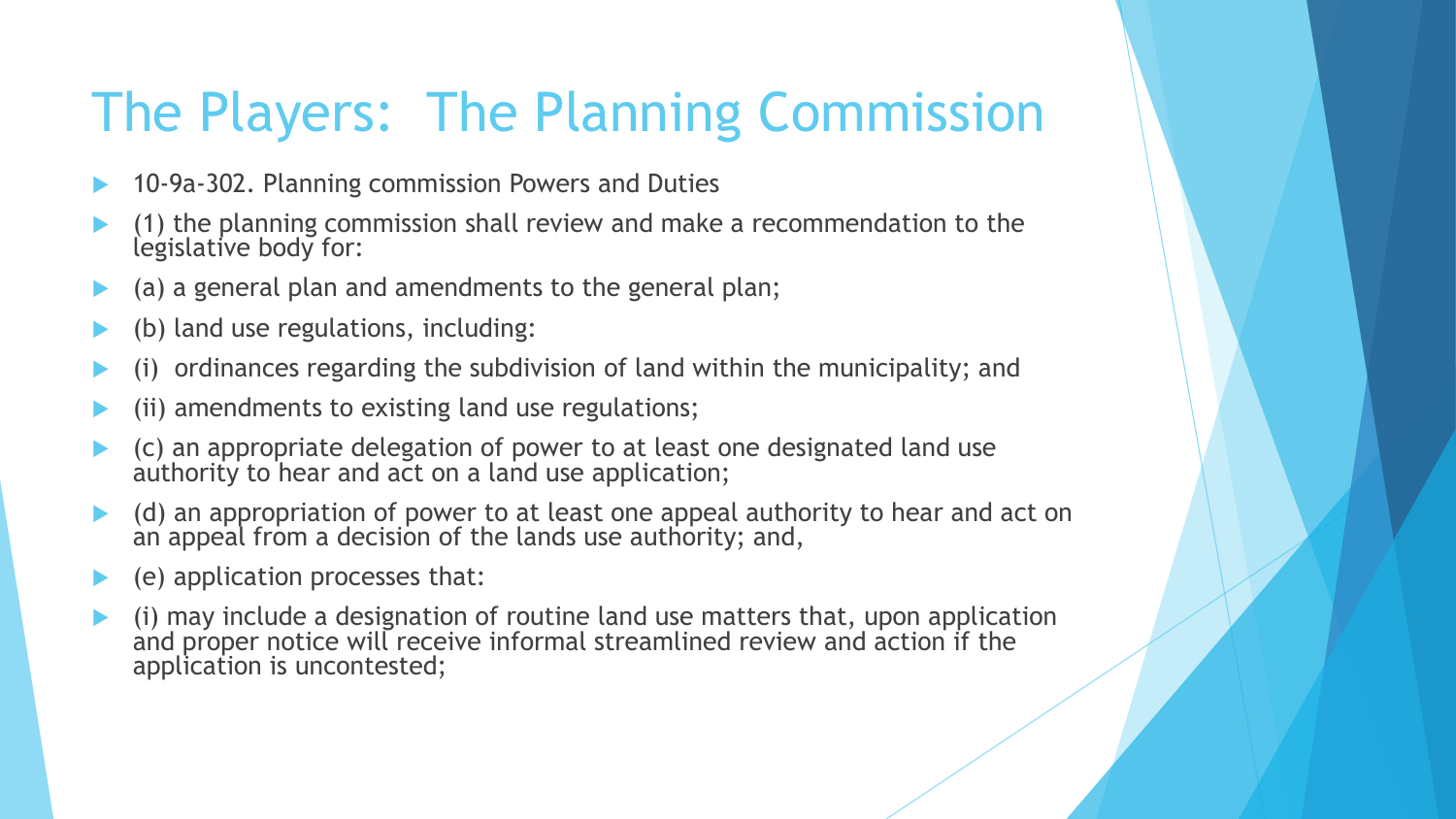# The Players: The Planning Commission

- 10-9a-302. Planning commission Powers and Duties
- (1) the planning commission shall review and make a recommendation to the legislative body for:
- (a) a general plan and amendments to the general plan;
- (b) land use regulations, including:
- (i) ordinances regarding the subdivision of land within the municipality; and
- (ii) amendments to existing land use regulations;
- (c) an appropriate delegation of power to at least one designated land use authority to hear and act on a land use application;
- (d) an appropriation of power to at least one appeal authority to hear and act on an appeal from a decision of the lands use authority; and,
- (e) application processes that:
- (i) may include a designation of routine land use matters that, upon application and proper notice will receive informal streamlined review and action if the application is uncontested;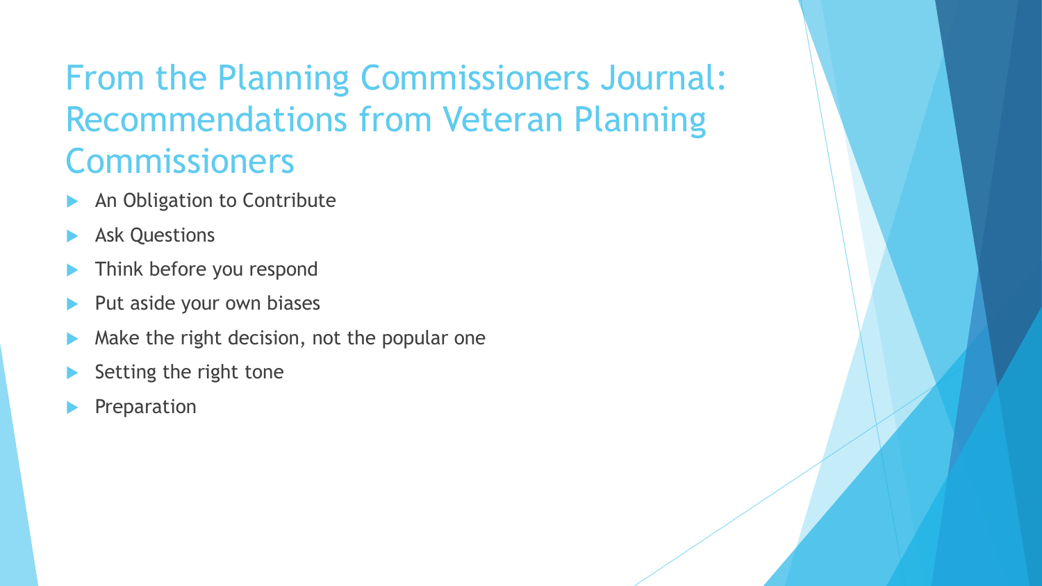# From the Planning Commissioners Journal: Recommendations from Veteran Planning Commissioners

- An Obligation to Contribute
- Ask Questions
- Think before you respond
- Put aside your own biases
- Make the right decision, not the popular one
- Setting the right tone
- Preparation